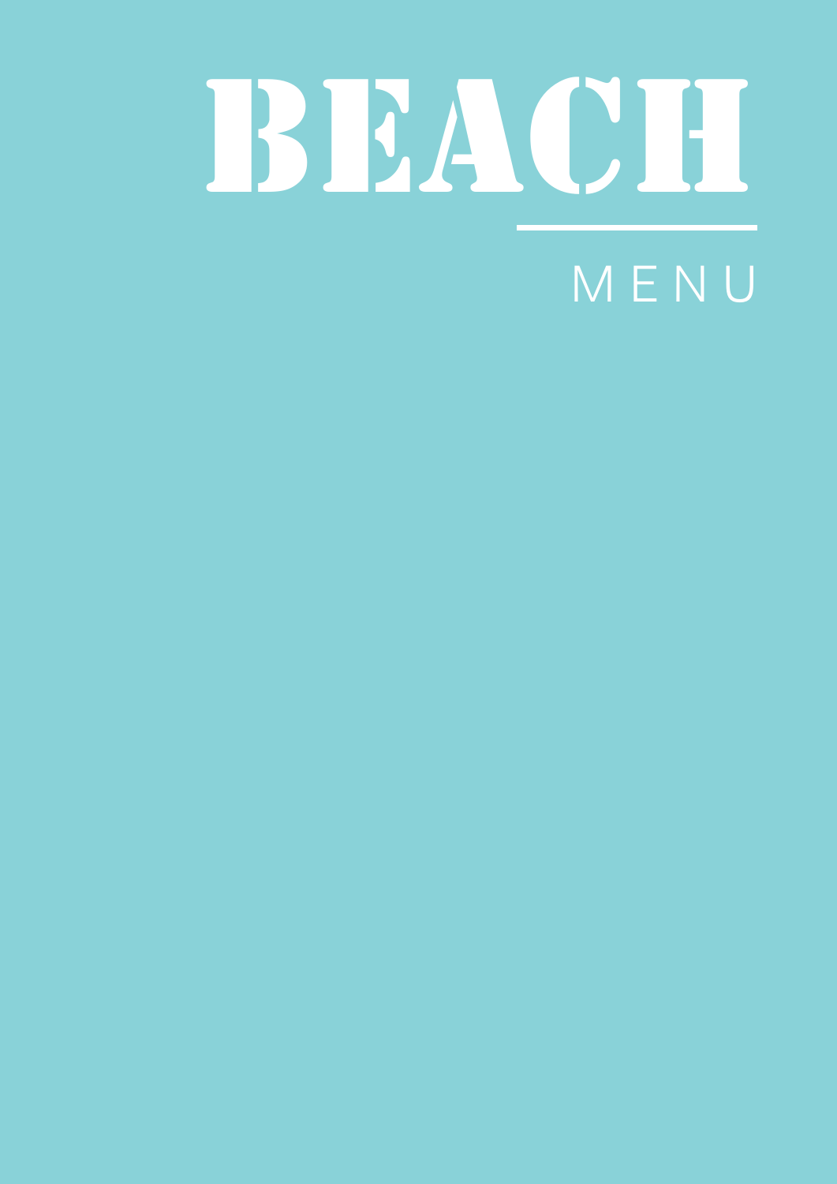# BEACH

MENU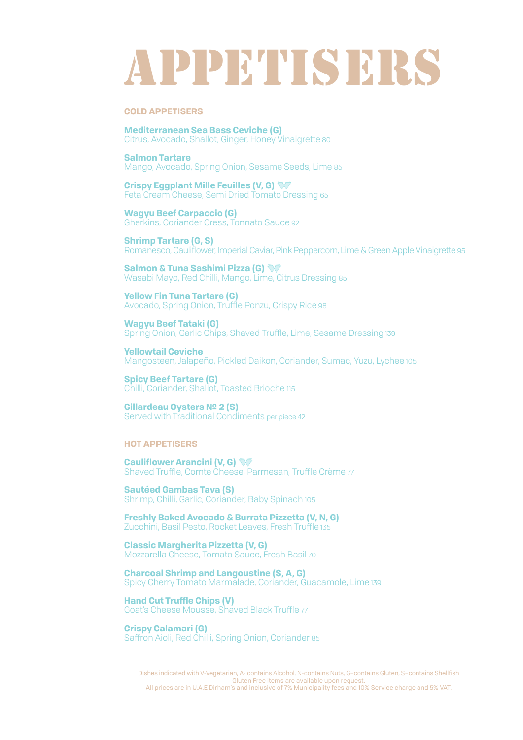# APPETISERS

## COLD APPETISERS

**Mediterranean Sea Bass Ceviche (G)**
Citrus, Avocado, Shallot, Ginger, Honey Vinaigrette 80

**Salmon Tartare**
Mango, Avocado, Spring Onion, Sesame Seeds, Lime 85

**Crispy Eggplant Mille Feuilles (V, G)**
Feta Cream Cheese, Semi Dried Tomato Dressing 65

**Wagyu Beef Carpaccio (G)**
Gherkins, Coriander Cress, Tonnato Sauce 92

**Shrimp Tartare (G, S)**
Romanesco, Cauliflower, Imperial Caviar, Pink Peppercorn, Lime & Green Apple Vinaigrette 95

**Salmon & Tuna Sashimi Pizza (G)**
Wasabi Mayo, Red Chilli, Mango, Lime, Citrus Dressing 85

**Yellow Fin Tuna Tartare (G)**
Avocado, Spring Onion, Truffle Ponzu, Crispy Rice 98

**Wagyu Beef Tataki (G)**
Spring Onion, Garlic Chips, Shaved Truffle, Lime, Sesame Dressing 139

**Yellowtail Ceviche**
Mangosteen, Jalapeño, Pickled Daikon, Coriander, Sumac, Yuzu, Lychee 105

**Spicy Beef Tartare (G)**
Chilli, Coriander, Shallot, Toasted Brioche 115

**Gillardeau Oysters № 2 (S)**
Served with Traditional Condiments per piece 42

## HOT APPETISERS

**Cauliflower Arancini (V, G)**
Shaved Truffle, Comté Cheese, Parmesan, Truffle Crème 77

**Sautéed Gambas Tava (S)**
Shrimp, Chilli, Garlic, Coriander, Baby Spinach 105

**Freshly Baked Avocado & Burrata Pizzetta (V, N, G)**
Zucchini, Basil Pesto, Rocket Leaves, Fresh Truffle 135

**Classic Margherita Pizzetta (V, G)**
Mozzarella Cheese, Tomato Sauce, Fresh Basil 70

**Charcoal Shrimp and Langoustine (S, A, G)**
Spicy Cherry Tomato Marmalade, Coriander, Guacamole, Lime 139

**Hand Cut Truffle Chips (V)**
Goat's Cheese Mousse, Shaved Black Truffle 77

**Crispy Calamari (G)**
Saffron Aioli, Red Chilli, Spring Onion, Coriander 85

Dishes indicated with V-Vegetarian, A- contains Alcohol, N-contains Nuts, G–contains Gluten, S–contains Shellfish
Gluten Free items are available upon request.
All prices are in U.A.E Dirham's and inclusive of 7% Municipality fees and 10% Service charge and 5% VAT.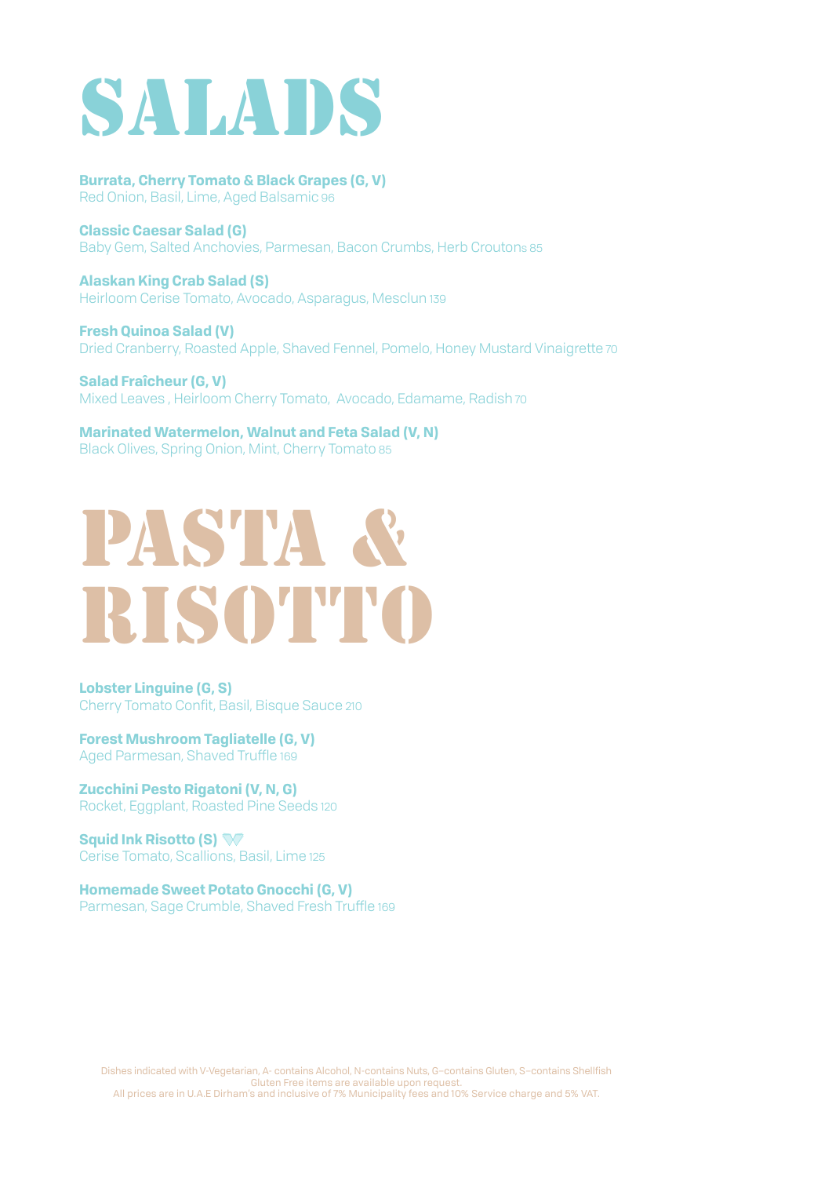# SALADS

**Burrata, Cherry Tomato & Black Grapes (G, V)**
Red Onion, Basil, Lime, Aged Balsamic 96

**Classic Caesar Salad (G)**
Baby Gem, Salted Anchovies, Parmesan, Bacon Crumbs, Herb Croutons 85

**Alaskan King Crab Salad (S)**
Heirloom Cerise Tomato, Avocado, Asparagus, Mesclun 139

**Fresh Quinoa Salad (V)**
Dried Cranberry, Roasted Apple, Shaved Fennel, Pomelo, Honey Mustard Vinaigrette 70

**Salad Fraîcheur (G, V)**
Mixed Leaves , Heirloom Cherry Tomato, Avocado, Edamame, Radish 70

**Marinated Watermelon, Walnut and Feta Salad (V, N)**
Black Olives, Spring Onion, Mint, Cherry Tomato 85

# PASTA & RISOTTO

**Lobster Linguine (G, S)**
Cherry Tomato Confit, Basil, Bisque Sauce 210

**Forest Mushroom Tagliatelle (G, V)**
Aged Parmesan, Shaved Truffle 169

**Zucchini Pesto Rigatoni (V, N, G)**
Rocket, Eggplant, Roasted Pine Seeds 120

**Squid Ink Risotto (S)**
Cerise Tomato, Scallions, Basil, Lime 125

**Homemade Sweet Potato Gnocchi (G, V)**
Parmesan, Sage Crumble, Shaved Fresh Truffle 169

Dishes indicated with V-Vegetarian, A- contains Alcohol, N-contains Nuts, G–contains Gluten, S–contains Shellfish
Gluten Free items are available upon request.
All prices are in U.A.E Dirham's and inclusive of 7% Municipality fees and 10% Service charge and 5% VAT.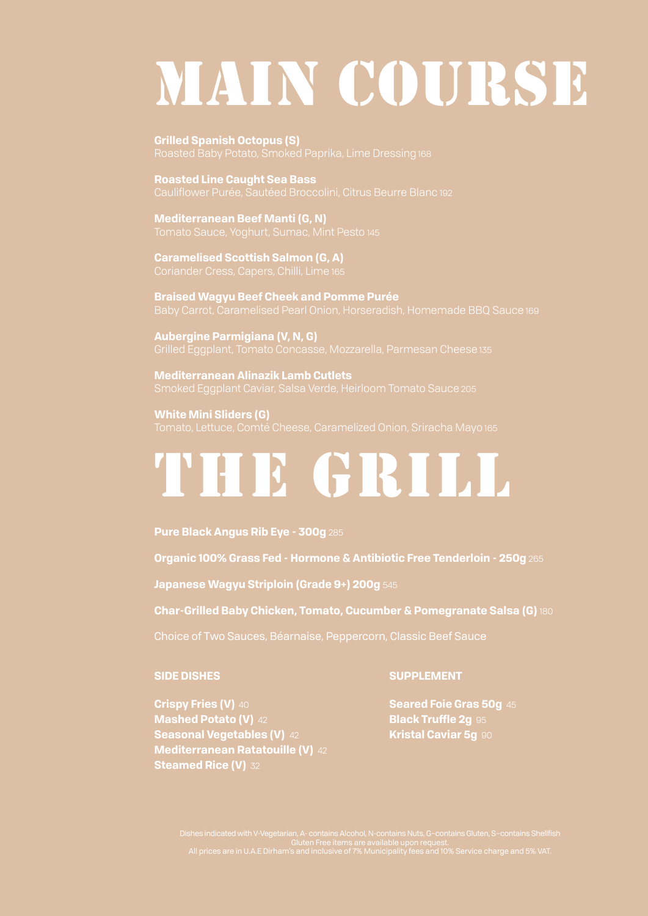# MAIN COURSE

**Grilled Spanish Octopus (S)**
Roasted Baby Potato, Smoked Paprika, Lime Dressing 168

**Roasted Line Caught Sea Bass**
Cauliflower Purée, Sautéed Broccolini, Citrus Beurre Blanc 192

**Mediterranean Beef Manti (G, N)**
Tomato Sauce, Yoghurt, Sumac, Mint Pesto 145

**Caramelised Scottish Salmon (G, A)**
Coriander Cress, Capers, Chilli, Lime 165

**Braised Wagyu Beef Cheek and Pomme Purée**
Baby Carrot, Caramelised Pearl Onion, Horseradish, Homemade BBQ Sauce 169

**Aubergine Parmigiana (V, N, G)**
Grilled Eggplant, Tomato Concasse, Mozzarella, Parmesan Cheese 135

**Mediterranean Alinazik Lamb Cutlets**
Smoked Eggplant Caviar, Salsa Verde, Heirloom Tomato Sauce 205

**White Mini Sliders (G)**
Tomato, Lettuce, Comté Cheese, Caramelized Onion, Sriracha Mayo 165

# THE GRILL

**Pure Black Angus Rib Eye - 300g** 285

**Organic 100% Grass Fed - Hormone & Antibiotic Free Tenderloin - 250g** 265

**Japanese Wagyu Striploin (Grade 9+) 200g** 545

**Char-Grilled Baby Chicken, Tomato, Cucumber & Pomegranate Salsa (G)** 180

Choice of Two Sauces, Béarnaise, Peppercorn, Classic Beef Sauce

## SIDE DISHES

**Crispy Fries (V)** 40
**Mashed Potato (V)** 42
**Seasonal Vegetables (V)** 42
**Mediterranean Ratatouille (V)** 42
**Steamed Rice (V)** 32

## SUPPLEMENT

**Seared Foie Gras 50g** 45
**Black Truffle 2g** 95
**Kristal Caviar 5g** 90

Dishes indicated with V-Vegetarian, A- contains Alcohol, N-contains Nuts, G–contains Gluten, S–contains Shellfish
Gluten Free items are available upon request.
All prices are in U.A.E Dirham's and inclusive of 7% Municipality fees and 10% Service charge and 5% VAT.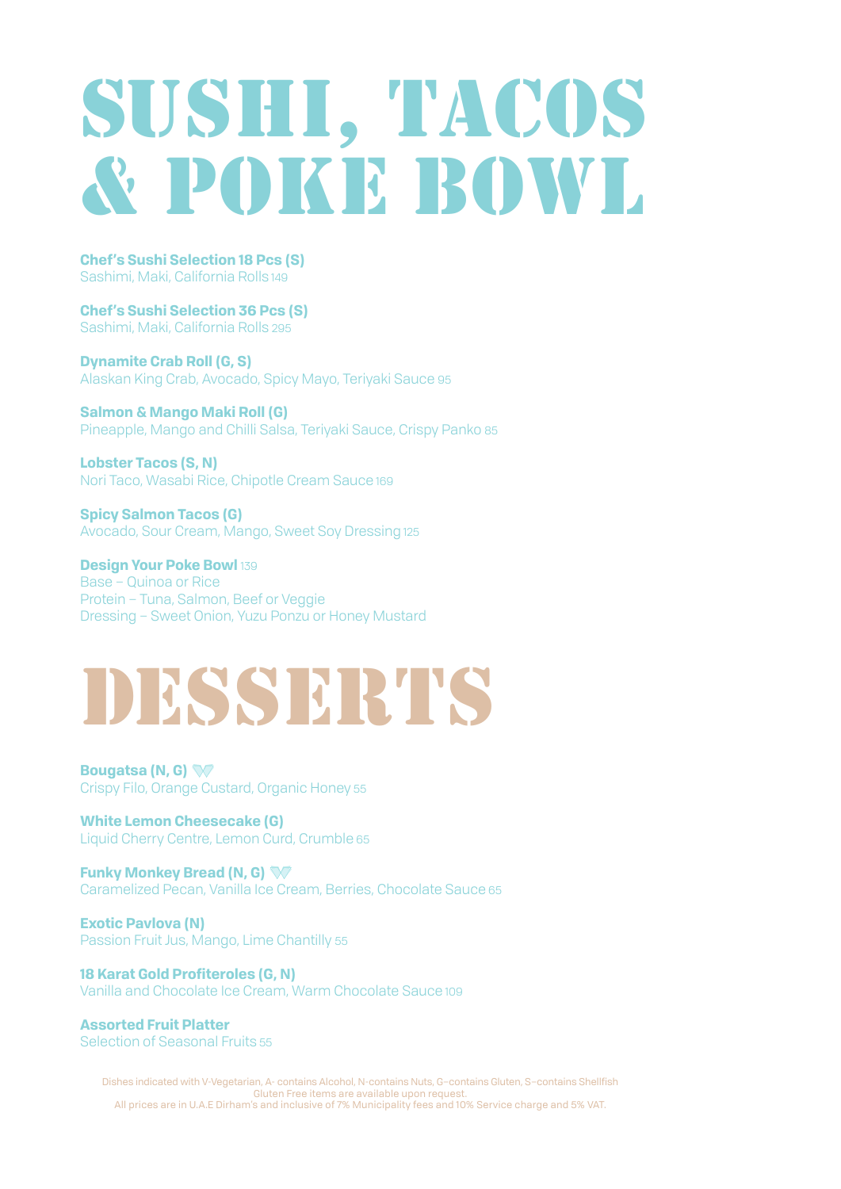# SUSHI, TACOS & POKE BOWL

**Chef's Sushi Selection 18 Pcs (S)**
Sashimi, Maki, California Rolls 149

**Chef's Sushi Selection 36 Pcs (S)**
Sashimi, Maki, California Rolls 295

**Dynamite Crab Roll (G, S)**
Alaskan King Crab, Avocado, Spicy Mayo, Teriyaki Sauce 95

**Salmon & Mango Maki Roll (G)**
Pineapple, Mango and Chilli Salsa, Teriyaki Sauce, Crispy Panko 85

**Lobster Tacos (S, N)**
Nori Taco, Wasabi Rice, Chipotle Cream Sauce 169

**Spicy Salmon Tacos (G)**
Avocado, Sour Cream, Mango, Sweet Soy Dressing 125

**Design Your Poke Bowl** 139
Base – Quinoa or Rice
Protein – Tuna, Salmon, Beef or Veggie
Dressing – Sweet Onion, Yuzu Ponzu or Honey Mustard

# DESSERTS

**Bougatsa (N, G)**
Crispy Filo, Orange Custard, Organic Honey 55

**White Lemon Cheesecake (G)**
Liquid Cherry Centre, Lemon Curd, Crumble 65

**Funky Monkey Bread (N, G)**
Caramelized Pecan, Vanilla Ice Cream, Berries, Chocolate Sauce 65

**Exotic Pavlova (N)**
Passion Fruit Jus, Mango, Lime Chantilly 55

**18 Karat Gold Profiteroles (G, N)**
Vanilla and Chocolate Ice Cream, Warm Chocolate Sauce 109

**Assorted Fruit Platter**
Selection of Seasonal Fruits 55

Dishes indicated with V-Vegetarian, A- contains Alcohol, N-contains Nuts, G–contains Gluten, S–contains Shellfish
Gluten Free items are available upon request.
All prices are in U.A.E Dirham's and inclusive of 7% Municipality fees and 10% Service charge and 5% VAT.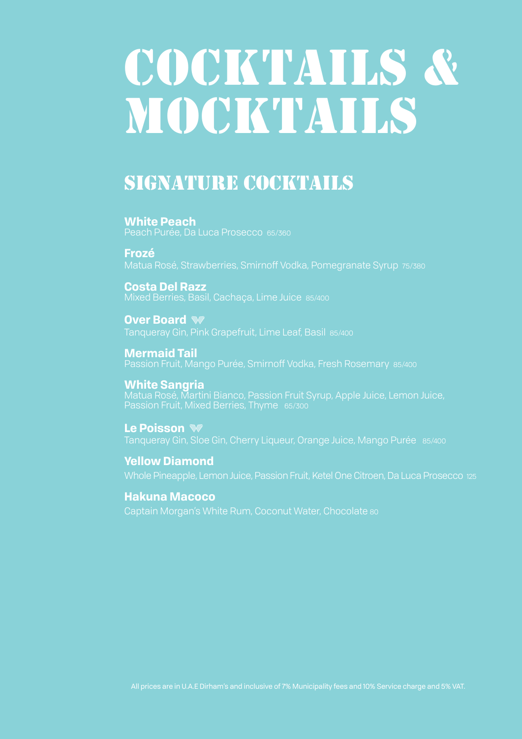# COCKTAILS & MOCKTAILS

## SIGNATURE COCKTAILS

**White Peach**
Peach Purée, Da Luca Prosecco 65/360

**Frozé**
Matua Rosé, Strawberries, Smirnoff Vodka, Pomegranate Syrup 75/380

**Costa Del Razz**
Mixed Berries, Basil, Cachaça, Lime Juice 85/400

**Over Board**
Tanqueray Gin, Pink Grapefruit, Lime Leaf, Basil 85/400

**Mermaid Tail**
Passion Fruit, Mango Purée, Smirnoff Vodka, Fresh Rosemary 85/400

**White Sangria**
Matua Rosé, Martini Bianco, Passion Fruit Syrup, Apple Juice, Lemon Juice, Passion Fruit, Mixed Berries, Thyme 65/300

**Le Poisson**
Tanqueray Gin, Sloe Gin, Cherry Liqueur, Orange Juice, Mango Purée 85/400

**Yellow Diamond**
Whole Pineapple, Lemon Juice, Passion Fruit, Ketel One Citroen, Da Luca Prosecco 125

**Hakuna Macoco**
Captain Morgan's White Rum, Coconut Water, Chocolate 80

All prices are in U.A.E Dirham's and inclusive of 7% Municipality fees and 10% Service charge and 5% VAT.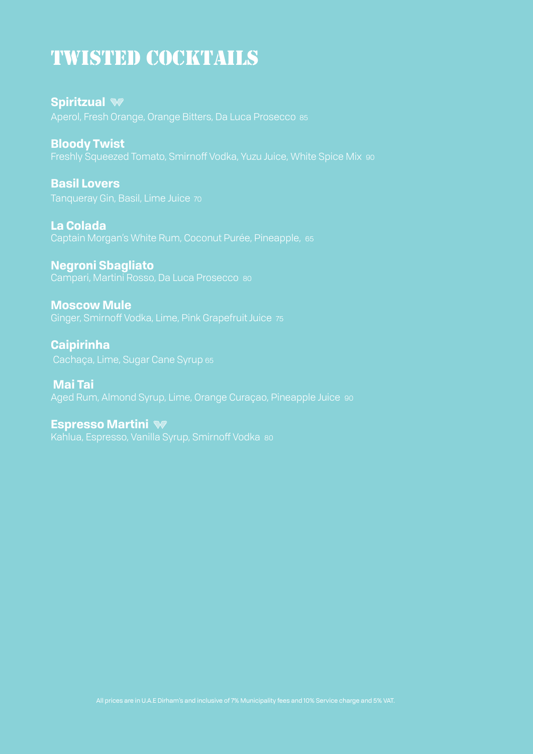# TWISTED COCKTAILS

**Spiritzual**
Aperol, Fresh Orange, Orange Bitters, Da Luca Prosecco 85

**Bloody Twist**
Freshly Squeezed Tomato, Smirnoff Vodka, Yuzu Juice, White Spice Mix 90

**Basil Lovers**
Tanqueray Gin, Basil, Lime Juice 70

**La Colada**
Captain Morgan's White Rum, Coconut Purée, Pineapple, 65

**Negroni Sbagliato**
Campari, Martini Rosso, Da Luca Prosecco 80

**Moscow Mule**
Ginger, Smirnoff Vodka, Lime, Pink Grapefruit Juice 75

**Caipirinha**
Cachaça, Lime, Sugar Cane Syrup 65

**Mai Tai**
Aged Rum, Almond Syrup, Lime, Orange Curaçao, Pineapple Juice 90

**Espresso Martini**
Kahlua, Espresso, Vanilla Syrup, Smirnoff Vodka 80

All prices are in U.A.E Dirham's and inclusive of 7% Municipality fees and 10% Service charge and 5% VAT.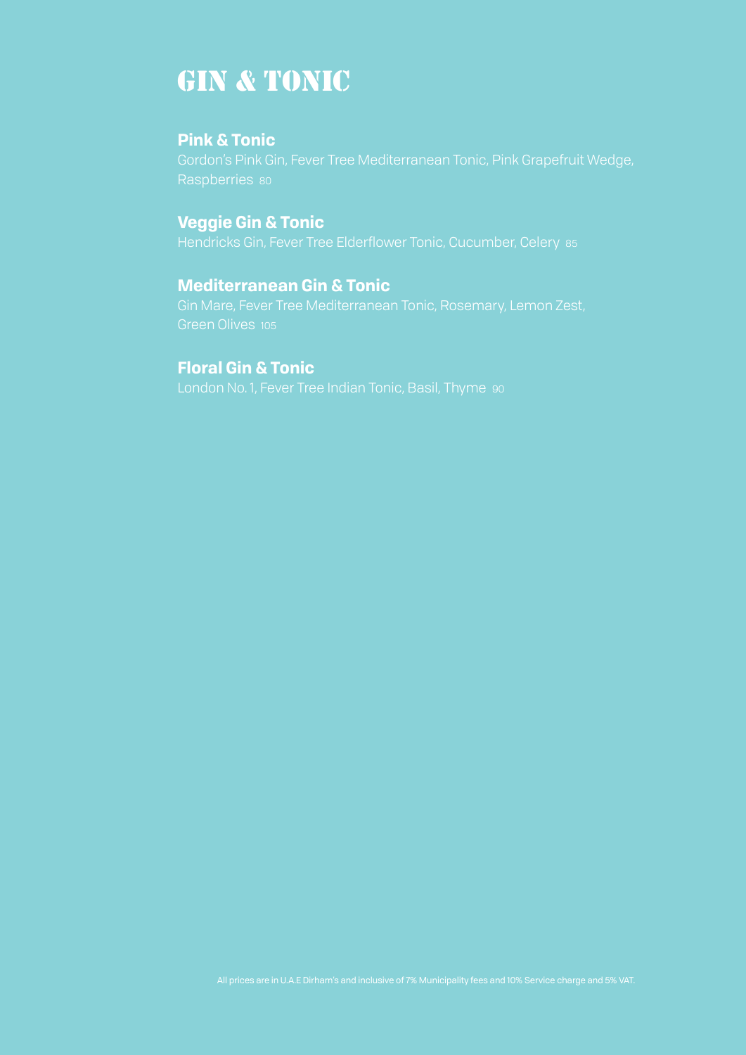# GIN & TONIC

**Pink & Tonic**
Gordon's Pink Gin, Fever Tree Mediterranean Tonic, Pink Grapefruit Wedge, Raspberries 80

**Veggie Gin & Tonic**
Hendricks Gin, Fever Tree Elderflower Tonic, Cucumber, Celery 85

**Mediterranean Gin & Tonic**
Gin Mare, Fever Tree Mediterranean Tonic, Rosemary, Lemon Zest, Green Olives 105

**Floral Gin & Tonic**
London No. 1, Fever Tree Indian Tonic, Basil, Thyme 90

All prices are in U.A.E Dirham's and inclusive of 7% Municipality fees and 10% Service charge and 5% VAT.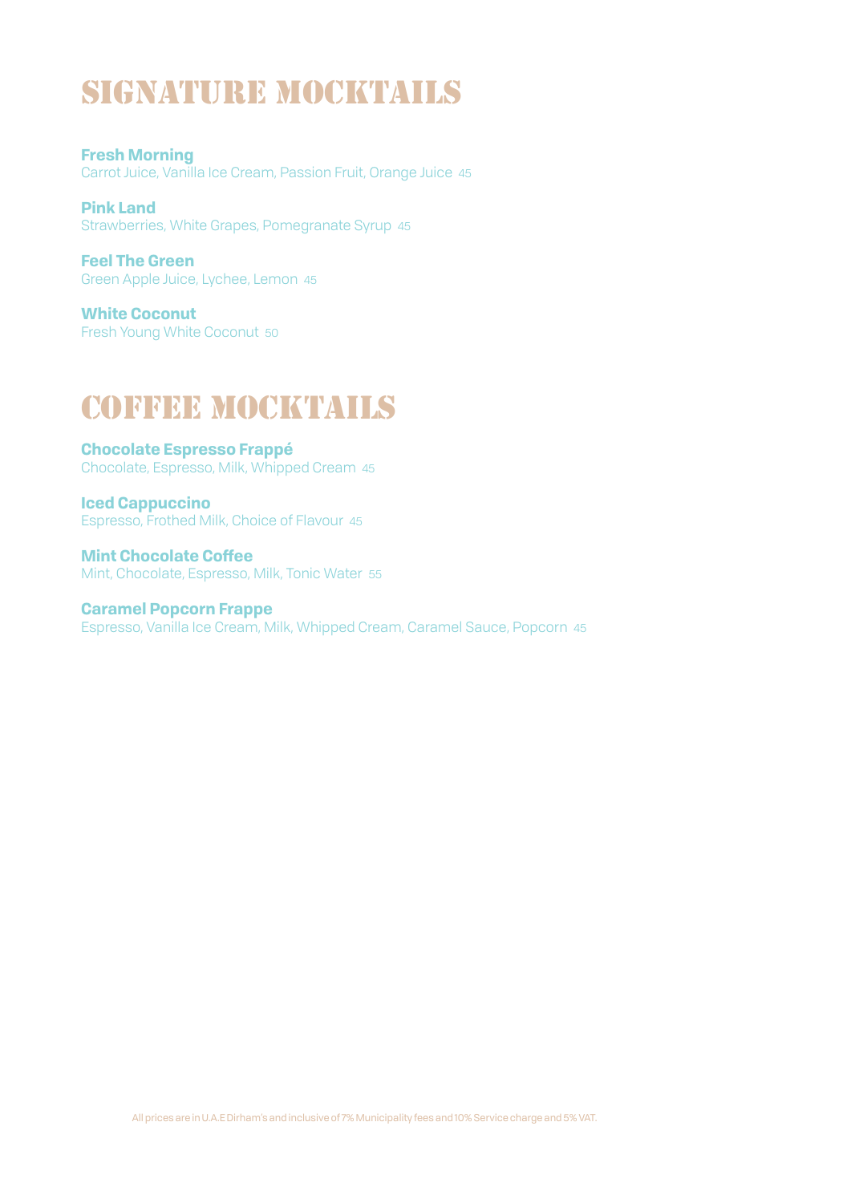# SIGNATURE MOCKTAILS

**Fresh Morning**
Carrot Juice, Vanilla Ice Cream, Passion Fruit, Orange Juice 45

**Pink Land**
Strawberries, White Grapes, Pomegranate Syrup 45

**Feel The Green**
Green Apple Juice, Lychee, Lemon 45

**White Coconut**
Fresh Young White Coconut 50

# COFFEE MOCKTAILS

**Chocolate Espresso Frappé**
Chocolate, Espresso, Milk, Whipped Cream 45

**Iced Cappuccino**
Espresso, Frothed Milk, Choice of Flavour 45

**Mint Chocolate Coffee**
Mint, Chocolate, Espresso, Milk, Tonic Water 55

**Caramel Popcorn Frappe**
Espresso, Vanilla Ice Cream, Milk, Whipped Cream, Caramel Sauce, Popcorn 45

All prices are in U.A.E Dirham's and inclusive of 7% Municipality fees and 10% Service charge and 5% VAT.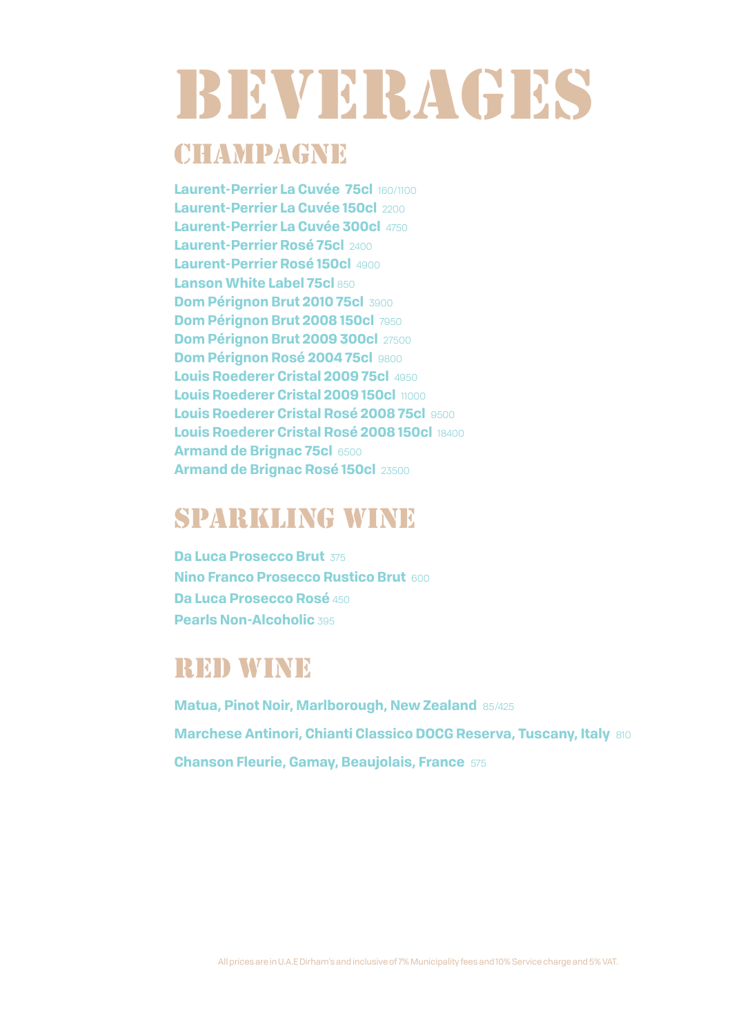# BEVERAGES

## CHAMPAGNE

**Laurent-Perrier La Cuvée 75cl** 160/1100
**Laurent-Perrier La Cuvée 150cl** 2200
**Laurent-Perrier La Cuvée 300cl** 4750
**Laurent-Perrier Rosé 75cl** 2400
**Laurent-Perrier Rosé 150cl** 4900
**Lanson White Label 75cl** 850
**Dom Pérignon Brut 2010 75cl** 3900
**Dom Pérignon Brut 2008 150cl** 7950
**Dom Pérignon Brut 2009 300cl** 27500
**Dom Pérignon Rosé 2004 75cl** 9800
**Louis Roederer Cristal 2009 75cl** 4950
**Louis Roederer Cristal 2009 150cl** 11000
**Louis Roederer Cristal Rosé 2008 75cl** 9500
**Louis Roederer Cristal Rosé 2008 150cl** 18400
**Armand de Brignac 75cl** 6500
**Armand de Brignac Rosé 150cl** 23500

## SPARKLING WINE

**Da Luca Prosecco Brut** 375
**Nino Franco Prosecco Rustico Brut** 600
**Da Luca Prosecco Rosé** 450
**Pearls Non-Alcoholic** 395

## RED WINE

**Matua, Pinot Noir, Marlborough, New Zealand** 85/425

**Marchese Antinori, Chianti Classico DOCG Reserva, Tuscany, Italy** 810

**Chanson Fleurie, Gamay, Beaujolais, France** 575

All prices are in U.A.E Dirham's and inclusive of 7% Municipality fees and 10% Service charge and 5% VAT.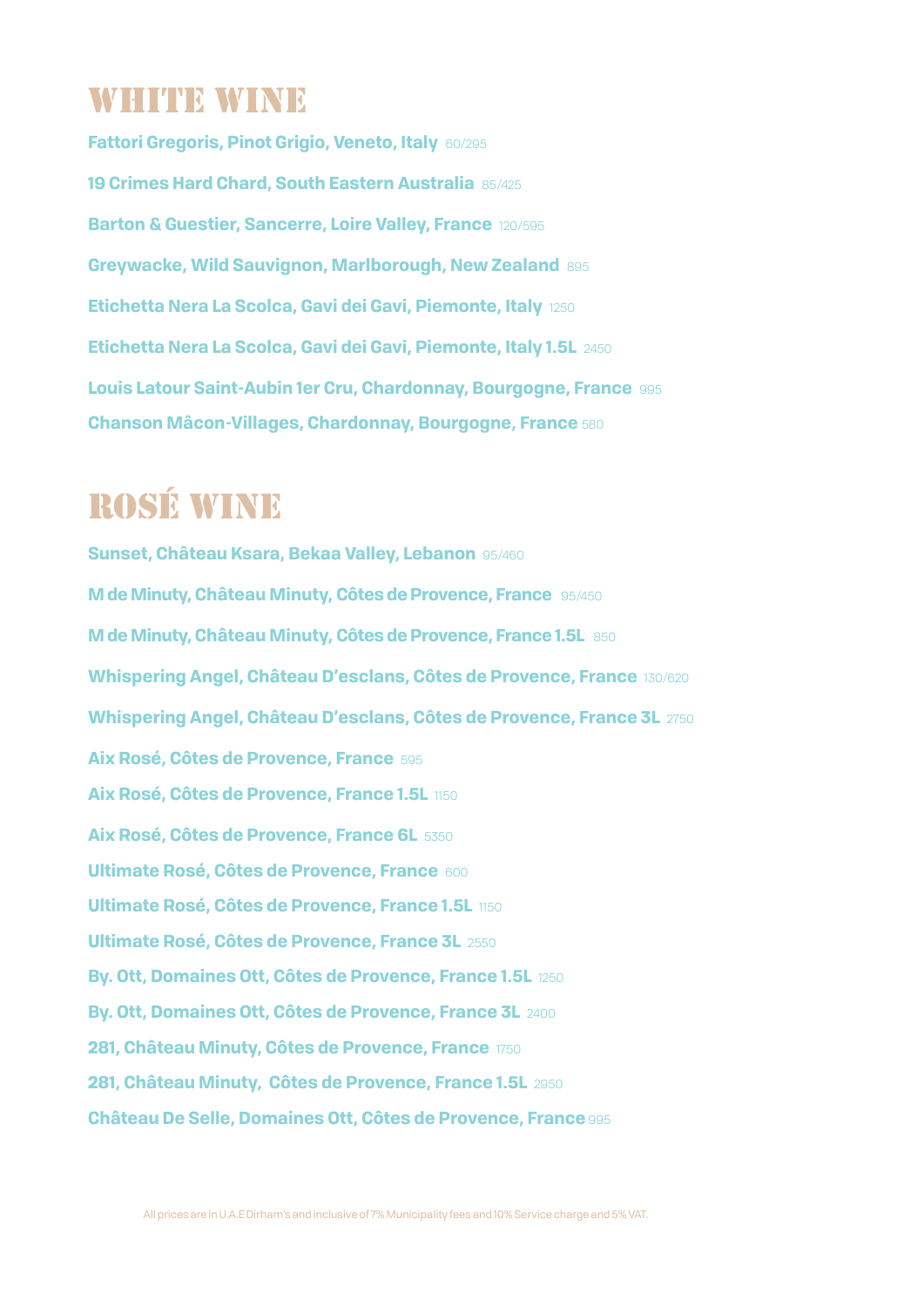# WHITE WINE

**Fattori Gregoris, Pinot Grigio, Veneto, Italy** 60/295

**19 Crimes Hard Chard, South Eastern Australia** 85/425

**Barton & Guestier, Sancerre, Loire Valley, France** 120/595

**Greywacke, Wild Sauvignon, Marlborough, New Zealand** 895

**Etichetta Nera La Scolca, Gavi dei Gavi, Piemonte, Italy** 1250

**Etichetta Nera La Scolca, Gavi dei Gavi, Piemonte, Italy 1.5L** 2450

**Louis Latour Saint-Aubin 1er Cru, Chardonnay, Bourgogne, France** 995

**Chanson Mâcon-Villages, Chardonnay, Bourgogne, France** 580

# ROSÉ WINE

**Sunset, Château Ksara, Bekaa Valley, Lebanon** 95/460

**M de Minuty, Château Minuty, Côtes de Provence, France** 95/450

**M de Minuty, Château Minuty, Côtes de Provence, France 1.5L** 850

**Whispering Angel, Château D'esclans, Côtes de Provence, France** 130/620

**Whispering Angel, Château D'esclans, Côtes de Provence, France 3L** 2750

**Aix Rosé, Côtes de Provence, France** 595

**Aix Rosé, Côtes de Provence, France 1.5L** 1150

**Aix Rosé, Côtes de Provence, France 6L** 5350

**Ultimate Rosé, Côtes de Provence, France** 600

**Ultimate Rosé, Côtes de Provence, France 1.5L** 1150

**Ultimate Rosé, Côtes de Provence, France 3L** 2550

**By. Ott, Domaines Ott, Côtes de Provence, France 1.5L** 1250

**By. Ott, Domaines Ott, Côtes de Provence, France 3L** 2400

**281, Château Minuty, Côtes de Provence, France** 1750

**281, Château Minuty, Côtes de Provence, France 1.5L** 2950

**Château De Selle, Domaines Ott, Côtes de Provence, France** 995

All prices are in U.A.E Dirham's and inclusive of 7% Municipality fees and 10% Service charge and 5% VAT.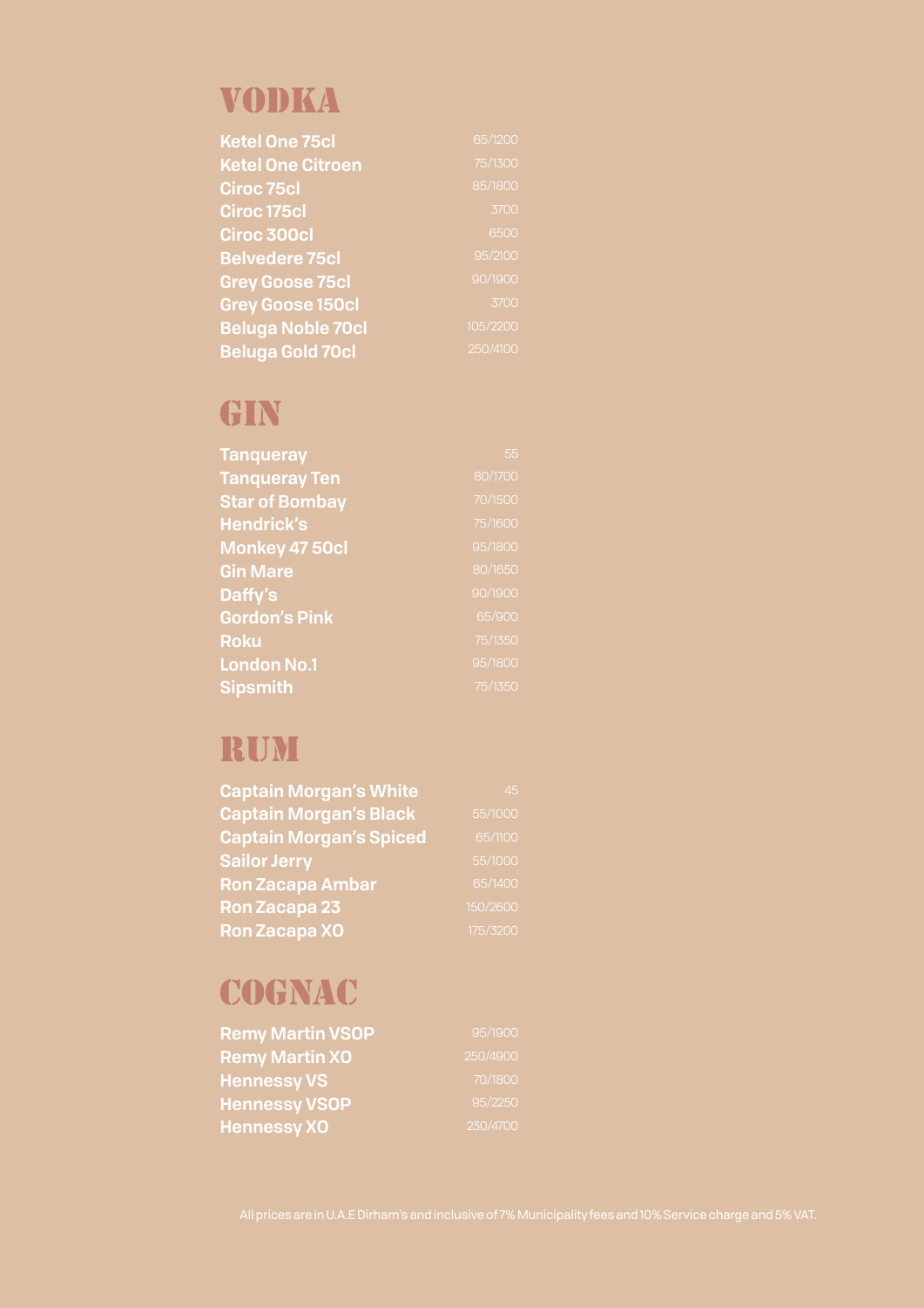# VODKA

| | |
|---|---|
| **Ketel One 75cl** | 65/1200 |
| **Ketel One Citroen** | 75/1300 |
| **Ciroc 75cl** | 85/1800 |
| **Ciroc 175cl** | 3700 |
| **Ciroc 300cl** | 6500 |
| **Belvedere 75cl** | 95/2100 |
| **Grey Goose 75cl** | 90/1900 |
| **Grey Goose 150cl** | 3700 |
| **Beluga Noble 70cl** | 105/2200 |
| **Beluga Gold 70cl** | 250/4100 |

# GIN

| | |
|---|---|
| **Tanqueray** | 55 |
| **Tanqueray Ten** | 80/1700 |
| **Star of Bombay** | 70/1500 |
| **Hendrick's** | 75/1600 |
| **Monkey 47 50cl** | 95/1800 |
| **Gin Mare** | 80/1650 |
| **Daffy's** | 90/1900 |
| **Gordon's Pink** | 65/900 |
| **Roku** | 75/1350 |
| **London No.1** | 95/1800 |
| **Sipsmith** | 75/1350 |

# RUM

| | |
|---|---|
| **Captain Morgan's White** | 45 |
| **Captain Morgan's Black** | 55/1000 |
| **Captain Morgan's Spiced** | 65/1100 |
| **Sailor Jerry** | 55/1000 |
| **Ron Zacapa Ambar** | 65/1400 |
| **Ron Zacapa 23** | 150/2600 |
| **Ron Zacapa XO** | 175/3200 |

# COGNAC

| | |
|---|---|
| **Remy Martin VSOP** | 95/1900 |
| **Remy Martin XO** | 250/4900 |
| **Hennessy VS** | 70/1800 |
| **Hennessy VSOP** | 95/2250 |
| **Hennessy XO** | 230/4700 |

All prices are in U.A.E Dirham's and inclusive of 7% Municipality fees and 10% Service charge and 5% VAT.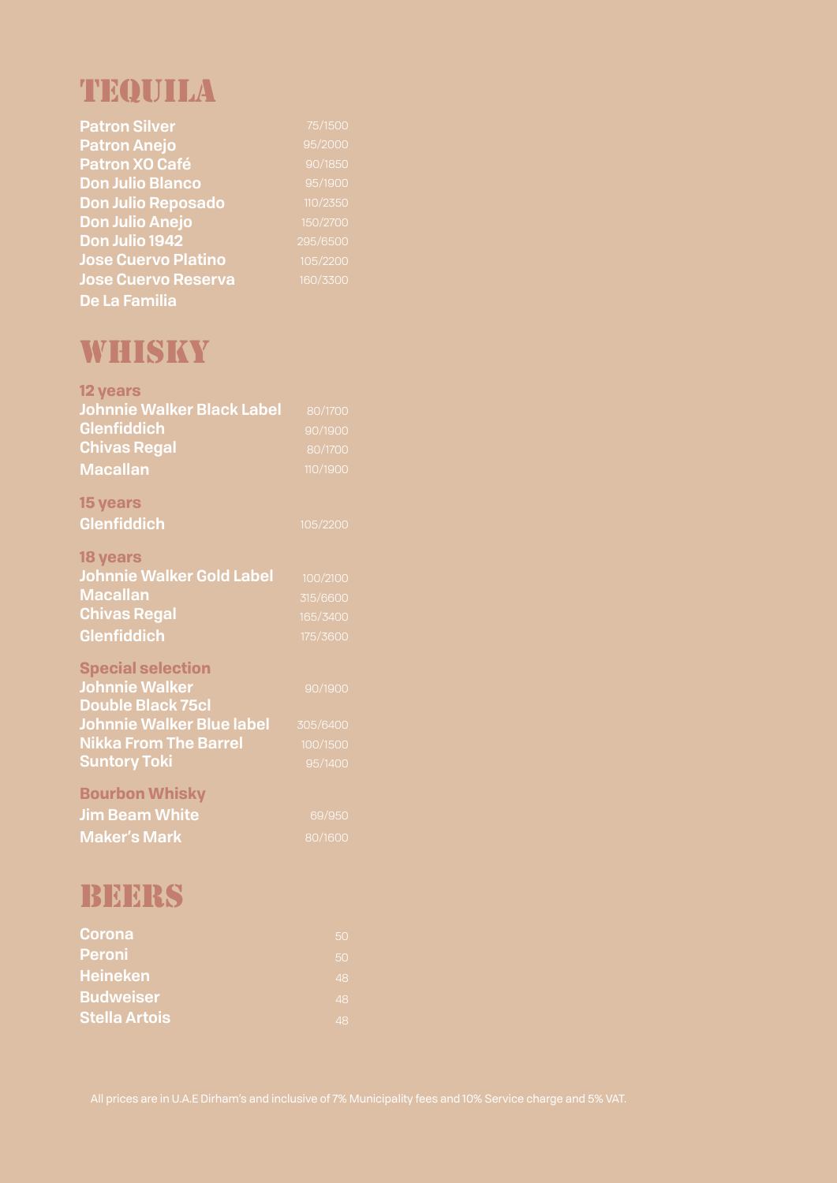# TEQUILA

| | |
|---|---|
| **Patron Silver** | 75/1500 |
| **Patron Anejo** | 95/2000 |
| **Patron XO Café** | 90/1850 |
| **Don Julio Blanco** | 95/1900 |
| **Don Julio Reposado** | 110/2350 |
| **Don Julio Anejo** | 150/2700 |
| **Don Julio 1942** | 295/6500 |
| **Jose Cuervo Platino** | 105/2200 |
| **Jose Cuervo Reserva De La Familia** | 160/3300 |

# WHISKY

### 12 years

| | |
|---|---|
| **Johnnie Walker Black Label** | 80/1700 |
| **Glenfiddich** | 90/1900 |
| **Chivas Regal** | 80/1700 |
| **Macallan** | 110/1900 |

### 15 years

| | |
|---|---|
| **Glenfiddich** | 105/2200 |

### 18 years

| | |
|---|---|
| **Johnnie Walker Gold Label** | 100/2100 |
| **Macallan** | 315/6600 |
| **Chivas Regal** | 165/3400 |
| **Glenfiddich** | 175/3600 |

### Special selection

| | |
|---|---|
| **Johnnie Walker Double Black 75cl** | 90/1900 |
| **Johnnie Walker Blue label** | 305/6400 |
| **Nikka From The Barrel** | 100/1500 |
| **Suntory Toki** | 95/1400 |

### Bourbon Whisky

| | |
|---|---|
| **Jim Beam White** | 69/950 |
| **Maker's Mark** | 80/1600 |

# BEERS

| | |
|---|---|
| **Corona** | 50 |
| **Peroni** | 50 |
| **Heineken** | 48 |
| **Budweiser** | 48 |
| **Stella Artois** | 48 |

All prices are in U.A.E Dirham's and inclusive of 7% Municipality fees and 10% Service charge and 5% VAT.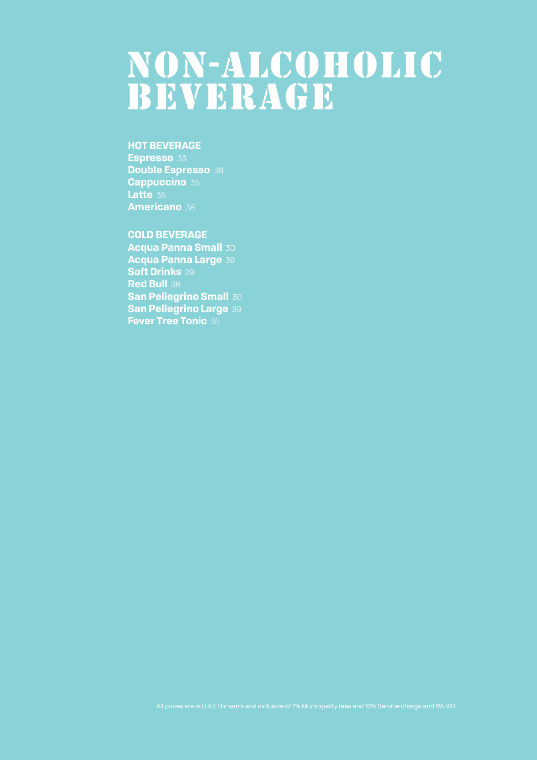# NON-ALCOHOLIC BEVERAGE

**HOT BEVERAGE**

**Espresso** 33
**Double Espresso** 38
**Cappuccino** 35
**Latte** 35
**Americano** 38

**COLD BEVERAGE**

**Acqua Panna Small** 30
**Acqua Panna Large** 39
**Soft Drinks** 29
**Red Bull** 38
**San Pellegrino Small** 30
**San Pellegrino Large** 39
**Fever Tree Tonic** 35

All prices are in U.A.E Dirham's and inclusive of 7% Municipality fees and 10% Service charge and 5% VAT.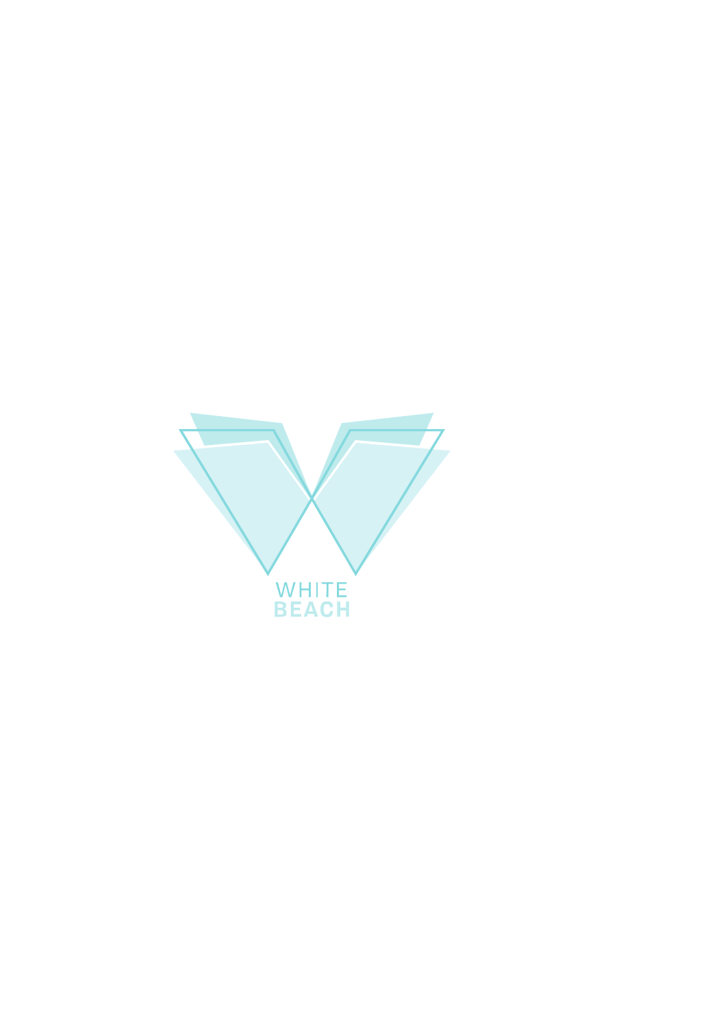WHITE
BEACH